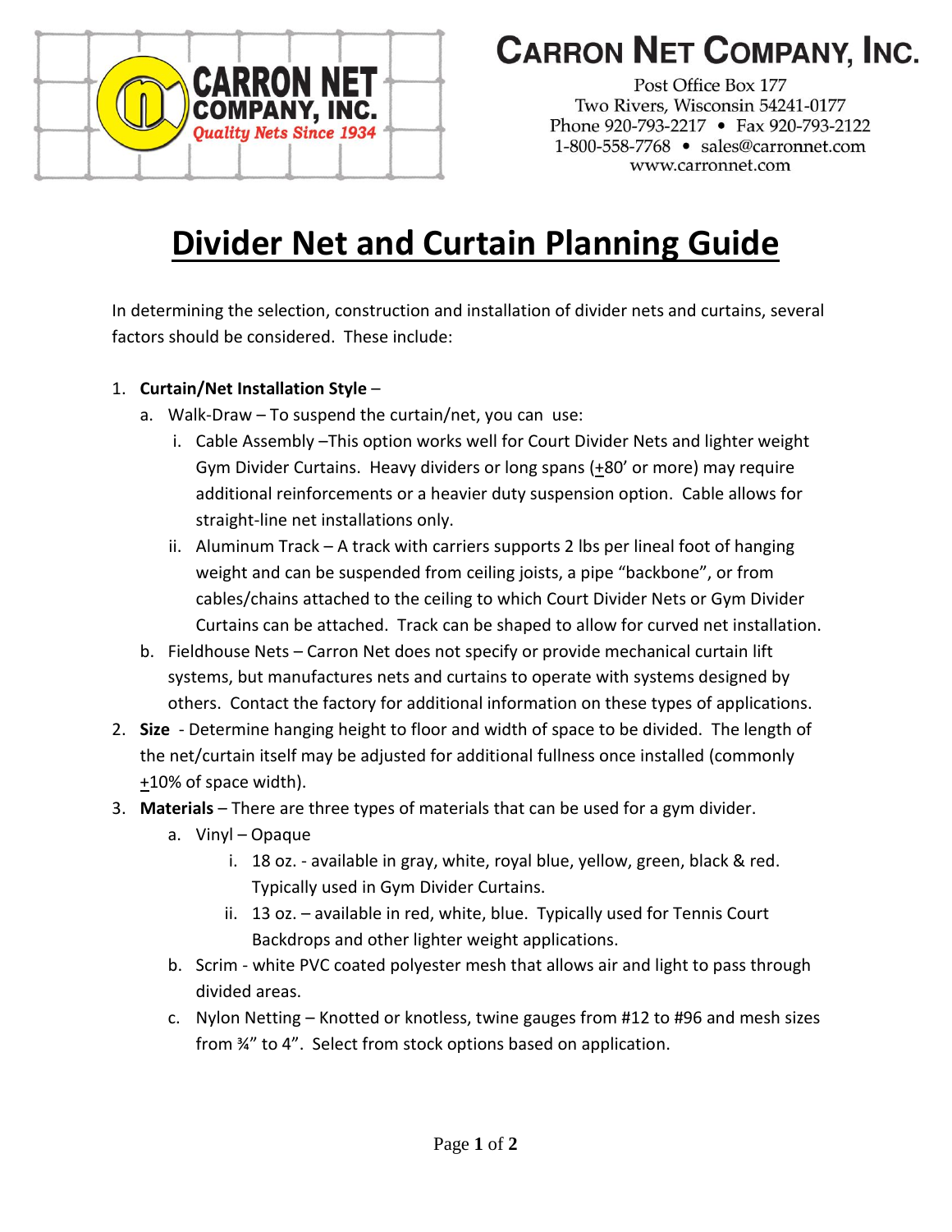# Carron Net Company, Inc.

Post Office Box 177
Two Rivers, Wisconsin 54241-0177
Phone 920-793-2217 • Fax 920-793-2122
1-800-558-7768 • sales@carronnet.com
www.carronnet.com

## Divider Net and Curtain Planning Guide

In determining the selection, construction and installation of divider nets and curtains, several factors should be considered. These include:

1. **Curtain/Net Installation Style** –
   a. Walk-Draw – To suspend the curtain/net, you can use:
      i. Cable Assembly –This option works well for Court Divider Nets and lighter weight Gym Divider Curtains. Heavy dividers or long spans (±80' or more) may require additional reinforcements or a heavier duty suspension option. Cable allows for straight-line net installations only.
      ii. Aluminum Track – A track with carriers supports 2 lbs per lineal foot of hanging weight and can be suspended from ceiling joists, a pipe "backbone", or from cables/chains attached to the ceiling to which Court Divider Nets or Gym Divider Curtains can be attached. Track can be shaped to allow for curved net installation.
   b. Fieldhouse Nets – Carron Net does not specify or provide mechanical curtain lift systems, but manufactures nets and curtains to operate with systems designed by others. Contact the factory for additional information on these types of applications.
2. **Size** - Determine hanging height to floor and width of space to be divided. The length of the net/curtain itself may be adjusted for additional fullness once installed (commonly ±10% of space width).
3. **Materials** – There are three types of materials that can be used for a gym divider.
   a. Vinyl – Opaque
      i. 18 oz. - available in gray, white, royal blue, yellow, green, black & red. Typically used in Gym Divider Curtains.
      ii. 13 oz. – available in red, white, blue. Typically used for Tennis Court Backdrops and other lighter weight applications.
   b. Scrim - white PVC coated polyester mesh that allows air and light to pass through divided areas.
   c. Nylon Netting – Knotted or knotless, twine gauges from #12 to #96 and mesh sizes from ¾" to 4". Select from stock options based on application.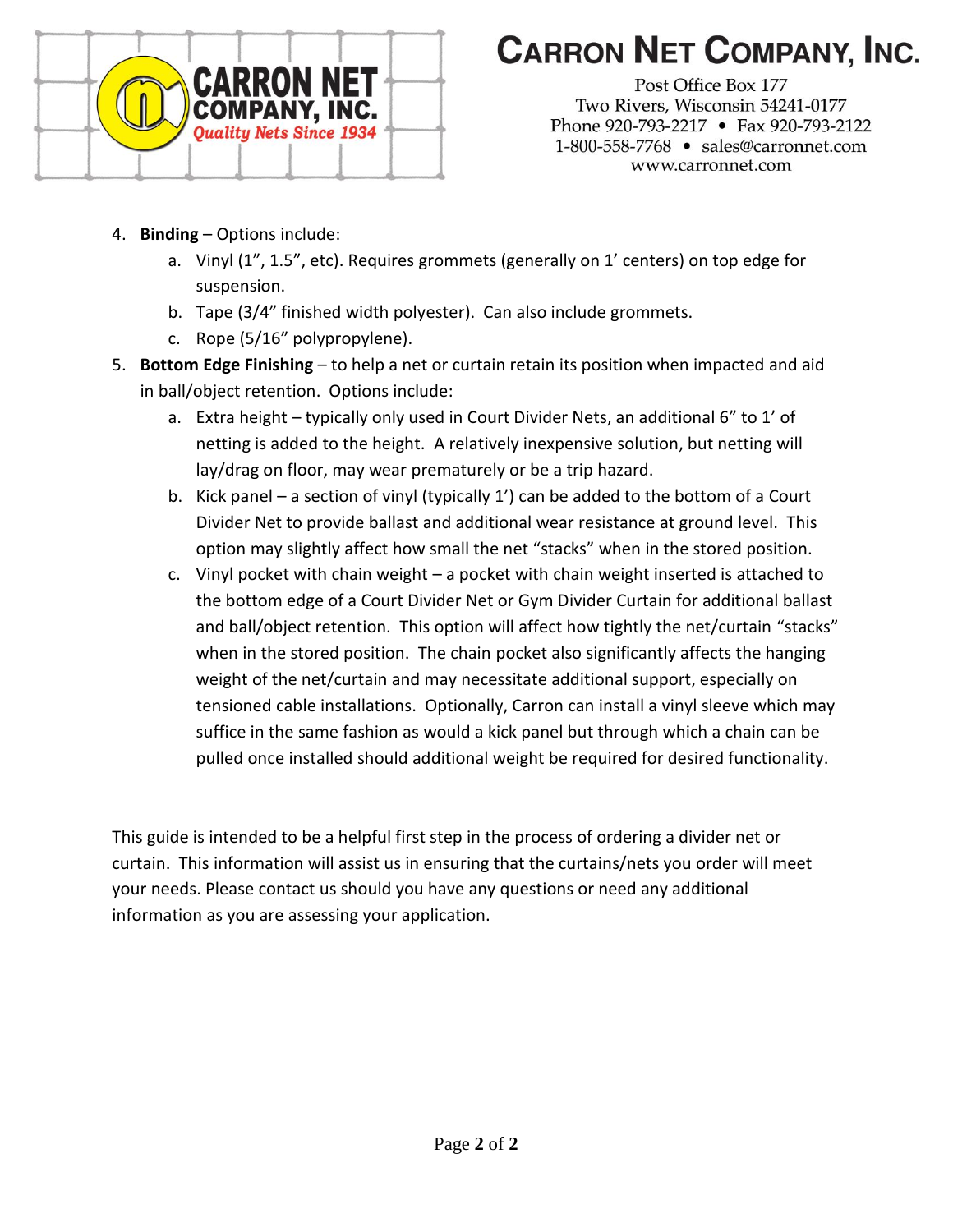4. **Binding** – Options include:
   a. Vinyl (1", 1.5", etc). Requires grommets (generally on 1' centers) on top edge for suspension.
   b. Tape (3/4" finished width polyester). Can also include grommets.
   c. Rope (5/16" polypropylene).
5. **Bottom Edge Finishing** – to help a net or curtain retain its position when impacted and aid in ball/object retention. Options include:
   a. Extra height – typically only used in Court Divider Nets, an additional 6" to 1' of netting is added to the height. A relatively inexpensive solution, but netting will lay/drag on floor, may wear prematurely or be a trip hazard.
   b. Kick panel – a section of vinyl (typically 1') can be added to the bottom of a Court Divider Net to provide ballast and additional wear resistance at ground level. This option may slightly affect how small the net "stacks" when in the stored position.
   c. Vinyl pocket with chain weight – a pocket with chain weight inserted is attached to the bottom edge of a Court Divider Net or Gym Divider Curtain for additional ballast and ball/object retention. This option will affect how tightly the net/curtain "stacks" when in the stored position. The chain pocket also significantly affects the hanging weight of the net/curtain and may necessitate additional support, especially on tensioned cable installations. Optionally, Carron can install a vinyl sleeve which may suffice in the same fashion as would a kick panel but through which a chain can be pulled once installed should additional weight be required for desired functionality.

This guide is intended to be a helpful first step in the process of ordering a divider net or curtain. This information will assist us in ensuring that the curtains/nets you order will meet your needs. Please contact us should you have any questions or need any additional information as you are assessing your application.